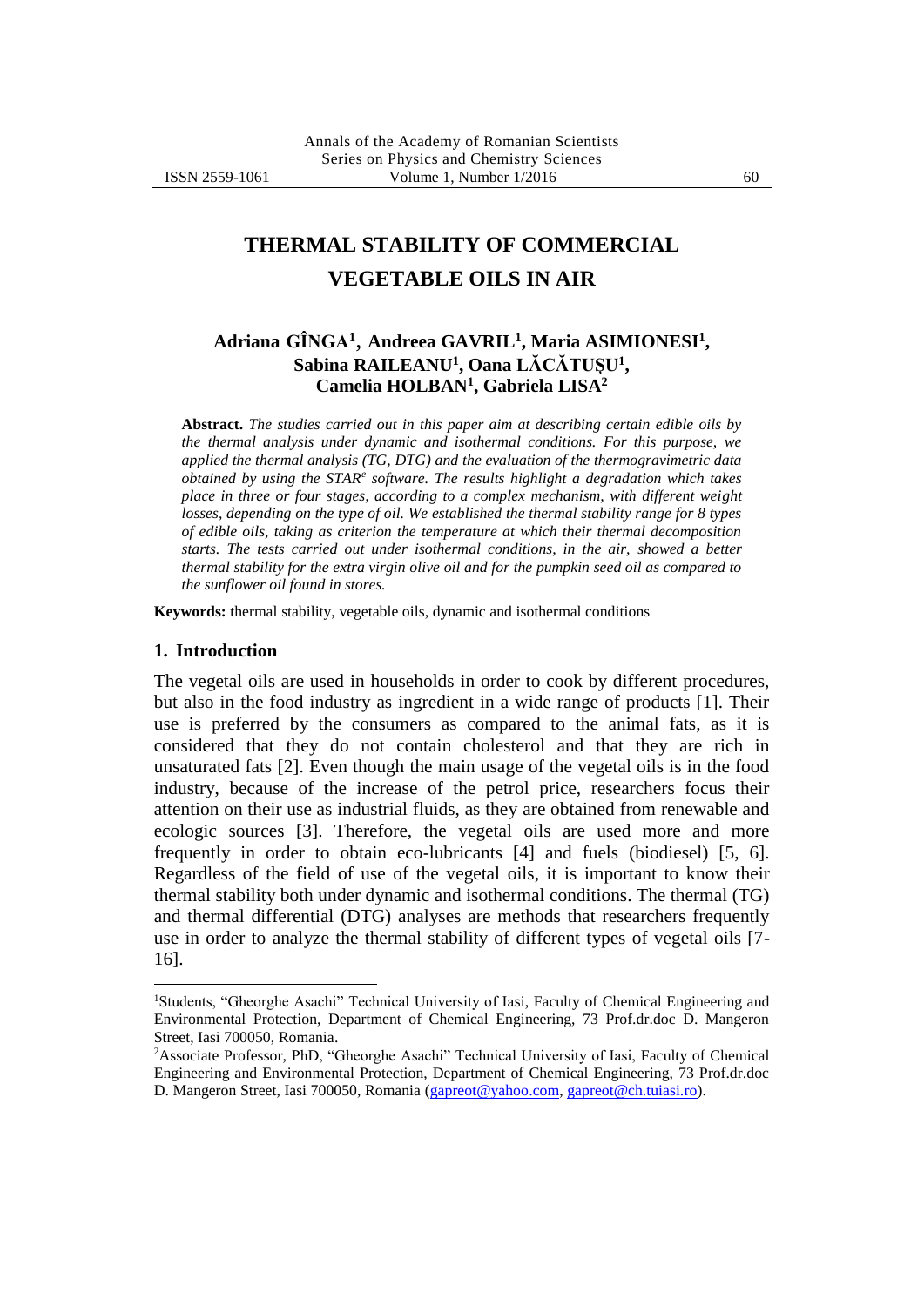# THERMAL STABILITY OF COMMERCIAL VEGETABLE OILS IN AIR

**Adriana GÎNGA[1], Andreea GAVRIL[1], Maria ASIMIONESI[1], Sabina RAILEANU[1], Oana LĂCĂTUŞU[1], Camelia HOLBAN[1], Gabriela LISA[2]**

**Abstract.** *The studies carried out in this paper aim at describing certain edible oils by the thermal analysis under dynamic and isothermal conditions. For this purpose, we applied the thermal analysis (TG, DTG) and the evaluation of the thermogravimetric data obtained by using the STAR[e] software. The results highlight a degradation which takes place in three or four stages, according to a complex mechanism, with different weight losses, depending on the type of oil. We established the thermal stability range for 8 types of edible oils, taking as criterion the temperature at which their thermal decomposition starts. The tests carried out under isothermal conditions, in the air, showed a better thermal stability for the extra virgin olive oil and for the pumpkin seed oil as compared to the sunflower oil found in stores.*

**Keywords:** thermal stability, vegetable oils, dynamic and isothermal conditions

## 1. Introduction

The vegetal oils are used in households in order to cook by different procedures, but also in the food industry as ingredient in a wide range of products [1]. Their use is preferred by the consumers as compared to the animal fats, as it is considered that they do not contain cholesterol and that they are rich in unsaturated fats [2]. Even though the main usage of the vegetal oils is in the food industry, because of the increase of the petrol price, researchers focus their attention on their use as industrial fluids, as they are obtained from renewable and ecologic sources [3]. Therefore, the vegetal oils are used more and more frequently in order to obtain eco-lubricants [4] and fuels (biodiesel) [5, 6]. Regardless of the field of use of the vegetal oils, it is important to know their thermal stability both under dynamic and isothermal conditions. The thermal (TG) and thermal differential (DTG) analyses are methods that researchers frequently use in order to analyze the thermal stability of different types of vegetal oils [7-16].

---

[1]Students, "Gheorghe Asachi" Technical University of Iasi, Faculty of Chemical Engineering and Environmental Protection, Department of Chemical Engineering, 73 Prof.dr.doc D. Mangeron Street, Iasi 700050, Romania.

[2]Associate Professor, PhD, "Gheorghe Asachi" Technical University of Iasi, Faculty of Chemical Engineering and Environmental Protection, Department of Chemical Engineering, 73 Prof.dr.doc D. Mangeron Street, Iasi 700050, Romania (gapreot@yahoo.com, gapreot@ch.tuiasi.ro).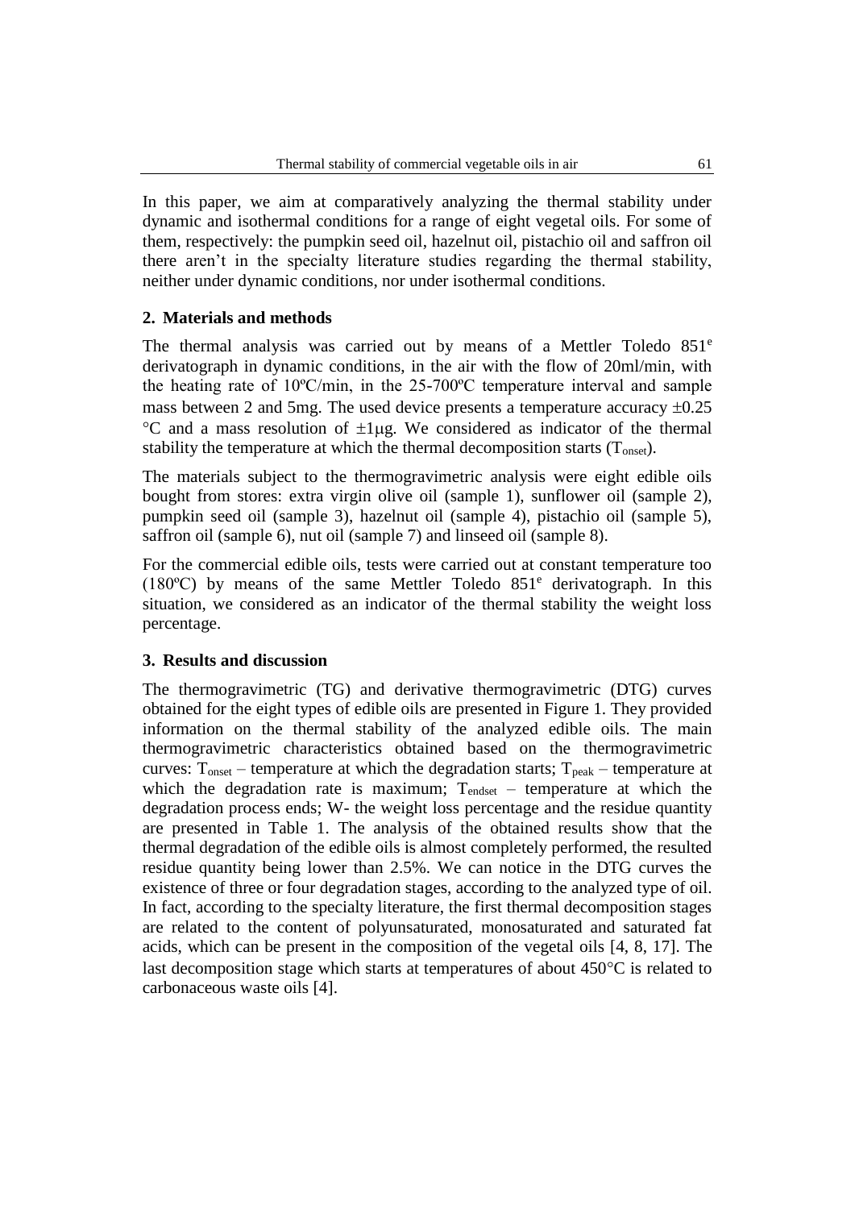In this paper, we aim at comparatively analyzing the thermal stability under dynamic and isothermal conditions for a range of eight vegetal oils. For some of them, respectively: the pumpkin seed oil, hazelnut oil, pistachio oil and saffron oil there aren't in the specialty literature studies regarding the thermal stability, neither under dynamic conditions, nor under isothermal conditions.

## 2. Materials and methods

The thermal analysis was carried out by means of a Mettler Toledo 851$^{e}$ derivatograph in dynamic conditions, in the air with the flow of 20ml/min, with the heating rate of 10ºC/min, in the 25-700ºC temperature interval and sample mass between 2 and 5mg. The used device presents a temperature accuracy ±0.25 °C and a mass resolution of ±1μg. We considered as indicator of the thermal stability the temperature at which the thermal decomposition starts ($T_{onset}$).

The materials subject to the thermogravimetric analysis were eight edible oils bought from stores: extra virgin olive oil (sample 1), sunflower oil (sample 2), pumpkin seed oil (sample 3), hazelnut oil (sample 4), pistachio oil (sample 5), saffron oil (sample 6), nut oil (sample 7) and linseed oil (sample 8).

For the commercial edible oils, tests were carried out at constant temperature too (180ºC) by means of the same Mettler Toledo 851$^{e}$ derivatograph. In this situation, we considered as an indicator of the thermal stability the weight loss percentage.

## 3. Results and discussion

The thermogravimetric (TG) and derivative thermogravimetric (DTG) curves obtained for the eight types of edible oils are presented in Figure 1. They provided information on the thermal stability of the analyzed edible oils. The main thermogravimetric characteristics obtained based on the thermogravimetric curves: $T_{onset}$ – temperature at which the degradation starts; $T_{peak}$ – temperature at which the degradation rate is maximum; $T_{endset}$ – temperature at which the degradation process ends; W- the weight loss percentage and the residue quantity are presented in Table 1. The analysis of the obtained results show that the thermal degradation of the edible oils is almost completely performed, the resulted residue quantity being lower than 2.5%. We can notice in the DTG curves the existence of three or four degradation stages, according to the analyzed type of oil. In fact, according to the specialty literature, the first thermal decomposition stages are related to the content of polyunsaturated, monosaturated and saturated fat acids, which can be present in the composition of the vegetal oils [4, 8, 17]. The last decomposition stage which starts at temperatures of about 450°C is related to carbonaceous waste oils [4].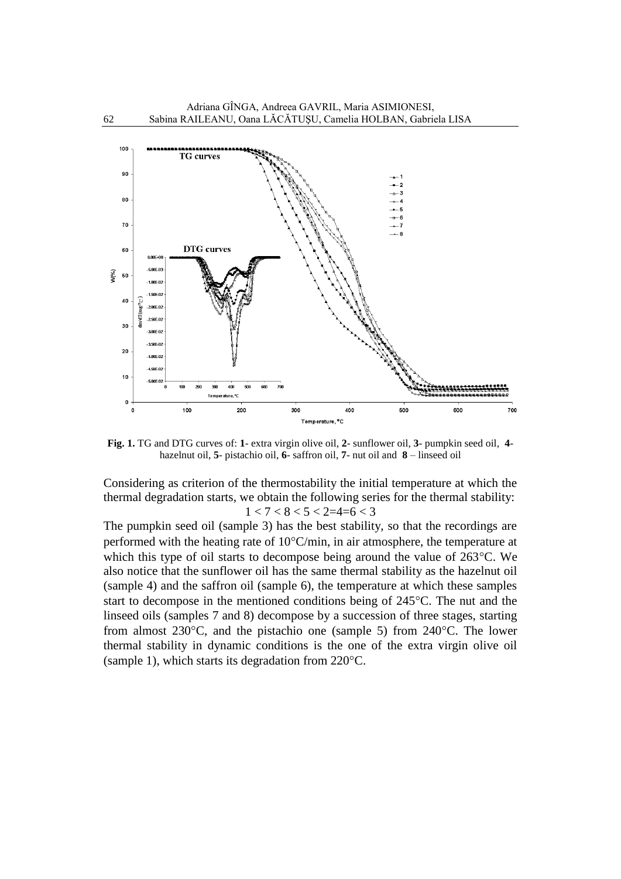**Fig. 1.** TG and DTG curves of: **1**- extra virgin olive oil, **2**- sunflower oil, **3**- pumpkin seed oil, **4**- hazelnut oil, **5**- pistachio oil, **6**- saffron oil, **7**- nut oil and **8** – linseed oil

Considering as criterion of the thermostability the initial temperature at which the thermal degradation starts, we obtain the following series for the thermal stability:

$$1 < 7 < 8 < 5 < 2=4=6 < 3$$

The pumpkin seed oil (sample 3) has the best stability, so that the recordings are performed with the heating rate of 10°C/min, in air atmosphere, the temperature at which this type of oil starts to decompose being around the value of 263°C. We also notice that the sunflower oil has the same thermal stability as the hazelnut oil (sample 4) and the saffron oil (sample 6), the temperature at which these samples start to decompose in the mentioned conditions being of 245°C. The nut and the linseed oils (samples 7 and 8) decompose by a succession of three stages, starting from almost 230°C, and the pistachio one (sample 5) from 240°C. The lower thermal stability in dynamic conditions is the one of the extra virgin olive oil (sample 1), which starts its degradation from 220°C.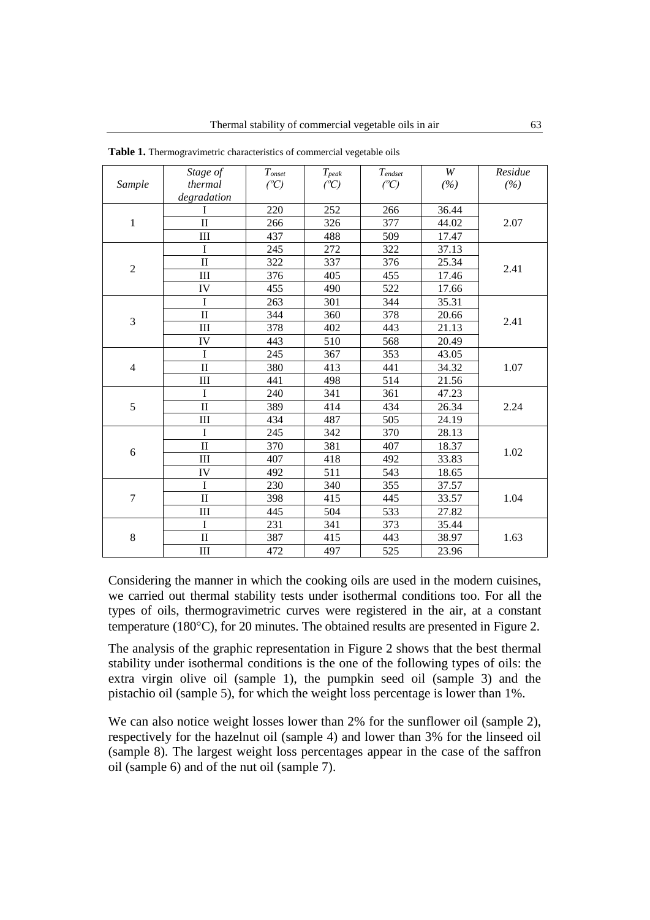**Table 1.** Thermogravimetric characteristics of commercial vegetable oils

| *Sample* | *Stage of thermal degradation* | $T_{onset}$ *(ºC)* | $T_{peak}$ *(ºC)* | $T_{endset}$ *(ºC)* | *W* *(%)* | *Residue* *(%)* |
|---|---|---|---|---|---|---|
| 1 | I | 220 | 252 | 266 | 36.44 | 2.07 |
| | II | 266 | 326 | 377 | 44.02 | |
| | III | 437 | 488 | 509 | 17.47 | |
| 2 | I | 245 | 272 | 322 | 37.13 | 2.41 |
| | II | 322 | 337 | 376 | 25.34 | |
| | III | 376 | 405 | 455 | 17.46 | |
| | IV | 455 | 490 | 522 | 17.66 | |
| 3 | I | 263 | 301 | 344 | 35.31 | 2.41 |
| | II | 344 | 360 | 378 | 20.66 | |
| | III | 378 | 402 | 443 | 21.13 | |
| | IV | 443 | 510 | 568 | 20.49 | |
| 4 | I | 245 | 367 | 353 | 43.05 | 1.07 |
| | II | 380 | 413 | 441 | 34.32 | |
| | III | 441 | 498 | 514 | 21.56 | |
| 5 | I | 240 | 341 | 361 | 47.23 | 2.24 |
| | II | 389 | 414 | 434 | 26.34 | |
| | III | 434 | 487 | 505 | 24.19 | |
| 6 | I | 245 | 342 | 370 | 28.13 | 1.02 |
| | II | 370 | 381 | 407 | 18.37 | |
| | III | 407 | 418 | 492 | 33.83 | |
| | IV | 492 | 511 | 543 | 18.65 | |
| 7 | I | 230 | 340 | 355 | 37.57 | 1.04 |
| | II | 398 | 415 | 445 | 33.57 | |
| | III | 445 | 504 | 533 | 27.82 | |
| 8 | I | 231 | 341 | 373 | 35.44 | 1.63 |
| | II | 387 | 415 | 443 | 38.97 | |
| | III | 472 | 497 | 525 | 23.96 | |

Considering the manner in which the cooking oils are used in the modern cuisines, we carried out thermal stability tests under isothermal conditions too. For all the types of oils, thermogravimetric curves were registered in the air, at a constant temperature (180°C), for 20 minutes. The obtained results are presented in Figure 2.

The analysis of the graphic representation in Figure 2 shows that the best thermal stability under isothermal conditions is the one of the following types of oils: the extra virgin olive oil (sample 1), the pumpkin seed oil (sample 3) and the pistachio oil (sample 5), for which the weight loss percentage is lower than 1%.

We can also notice weight losses lower than 2% for the sunflower oil (sample 2), respectively for the hazelnut oil (sample 4) and lower than 3% for the linseed oil (sample 8). The largest weight loss percentages appear in the case of the saffron oil (sample 6) and of the nut oil (sample 7).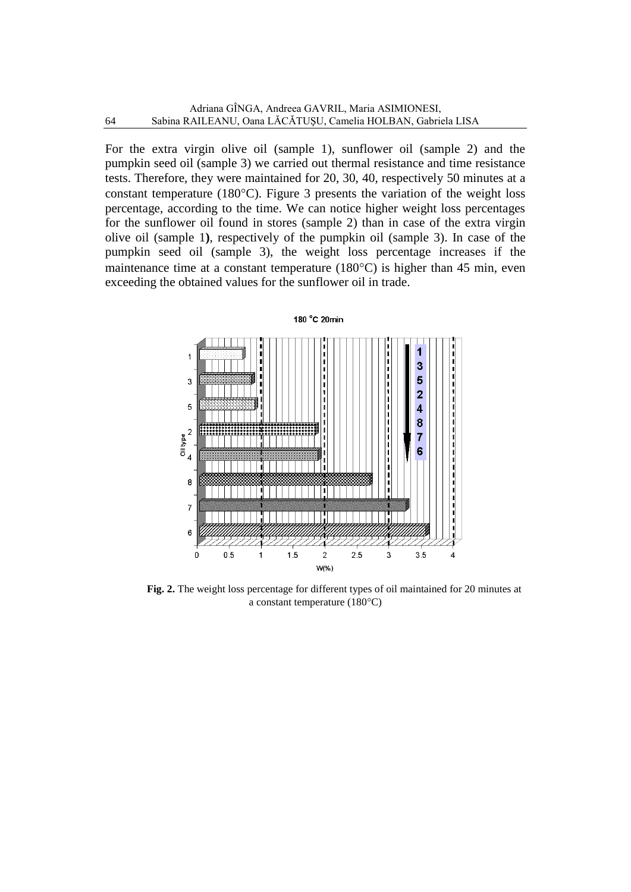For the extra virgin olive oil (sample 1), sunflower oil (sample 2) and the pumpkin seed oil (sample 3) we carried out thermal resistance and time resistance tests. Therefore, they were maintained for 20, 30, 40, respectively 50 minutes at a constant temperature (180°C). Figure 3 presents the variation of the weight loss percentage, according to the time. We can notice higher weight loss percentages for the sunflower oil found in stores (sample 2) than in case of the extra virgin olive oil (sample 1**)**, respectively of the pumpkin oil (sample 3). In case of the pumpkin seed oil (sample 3), the weight loss percentage increases if the maintenance time at a constant temperature (180°C) is higher than 45 min, even exceeding the obtained values for the sunflower oil in trade.

**Fig. 2.** The weight loss percentage for different types of oil maintained for 20 minutes at a constant temperature (180°C)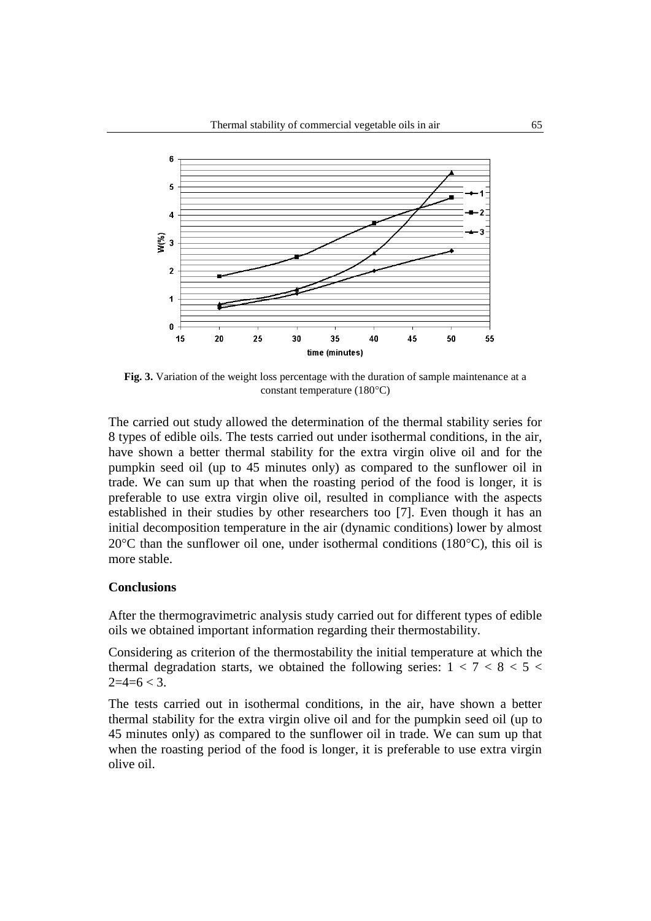**Fig. 3.** Variation of the weight loss percentage with the duration of sample maintenance at a constant temperature (180°C)

The carried out study allowed the determination of the thermal stability series for 8 types of edible oils. The tests carried out under isothermal conditions, in the air, have shown a better thermal stability for the extra virgin olive oil and for the pumpkin seed oil (up to 45 minutes only) as compared to the sunflower oil in trade. We can sum up that when the roasting period of the food is longer, it is preferable to use extra virgin olive oil, resulted in compliance with the aspects established in their studies by other researchers too [7]. Even though it has an initial decomposition temperature in the air (dynamic conditions) lower by almost 20°C than the sunflower oil one, under isothermal conditions (180°C), this oil is more stable.

## Conclusions

After the thermogravimetric analysis study carried out for different types of edible oils we obtained important information regarding their thermostability.

Considering as criterion of the thermostability the initial temperature at which the thermal degradation starts, we obtained the following series: $1 < 7 < 8 < 5 < 2 = 4 = 6 < 3$.

The tests carried out in isothermal conditions, in the air, have shown a better thermal stability for the extra virgin olive oil and for the pumpkin seed oil (up to 45 minutes only) as compared to the sunflower oil in trade. We can sum up that when the roasting period of the food is longer, it is preferable to use extra virgin olive oil.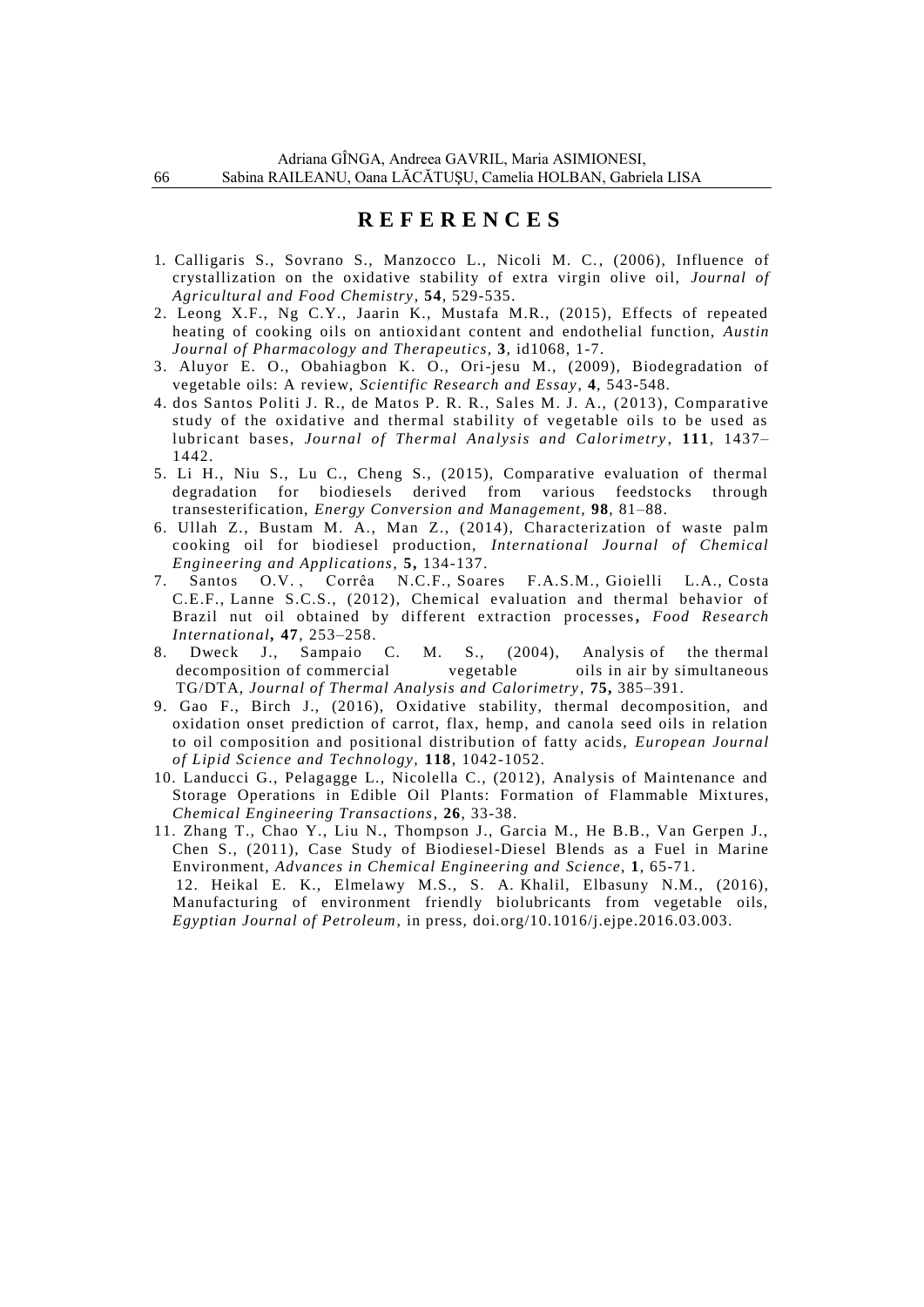# REFERENCES

1. Calligaris S., Sovrano S., Manzocco L., Nicoli M. C., (2006), Influence of crystallization on the oxidative stability of extra virgin olive oil, *Journal of Agricultural and Food Chemistry*, **54**, 529-535.
2. Leong X.F., Ng C.Y., Jaarin K., Mustafa M.R., (2015), Effects of repeated heating of cooking oils on antioxidant content and endothelial function, *Austin Journal of Pharmacology and Therapeutics*, **3**, id1068, 1-7.
3. Aluyor E. O., Obahiagbon K. O., Ori-jesu M., (2009), Biodegradation of vegetable oils: A review, *Scientific Research and Essay*, **4**, 543-548.
4. dos Santos Politi J. R., de Matos P. R. R., Sales M. J. A., (2013), Comparative study of the oxidative and thermal stability of vegetable oils to be used as lubricant bases, *Journal of Thermal Analysis and Calorimetry*, **111**, 1437–1442.
5. Li H., Niu S., Lu C., Cheng S., (2015), Comparative evaluation of thermal degradation for biodiesels derived from various feedstocks through transesterification, *Energy Conversion and Management*, **98**, 81–88.
6. Ullah Z., Bustam M. A., Man Z., (2014), Characterization of waste palm cooking oil for biodiesel production, *International Journal of Chemical Engineering and Applications*, **5,** 134-137.
7. Santos O.V., Corrêa N.C.F., Soares F.A.S.M., Gioielli L.A., Costa C.E.F., Lanne S.C.S., (2012), Chemical evaluation and thermal behavior of Brazil nut oil obtained by different extraction processes**,** *Food Research International***,** **47**, 253–258.
8. Dweck J., Sampaio C. M. S., (2004), Analysis of the thermal decomposition of commercial vegetable oils in air by simultaneous TG/DTA, *Journal of Thermal Analysis and Calorimetry*, **75,** 385–391.
9. Gao F., Birch J., (2016), Oxidative stability, thermal decomposition, and oxidation onset prediction of carrot, flax, hemp, and canola seed oils in relation to oil composition and positional distribution of fatty acids, *European Journal of Lipid Science and Technology*, **118**, 1042-1052.
10. Landucci G., Pelagagge L., Nicolella C., (2012), Analysis of Maintenance and Storage Operations in Edible Oil Plants: Formation of Flammable Mixtures, *Chemical Engineering Transactions*, **26**, 33-38.
11. Zhang T., Chao Y., Liu N., Thompson J., Garcia M., He B.B., Van Gerpen J., Chen S., (2011), Case Study of Biodiesel-Diesel Blends as a Fuel in Marine Environment, *Advances in Chemical Engineering and Science*, **1**, 65-71.
12. Heikal E. K., Elmelawy M.S., S. A. Khalil, Elbasuny N.M., (2016), Manufacturing of environment friendly biolubricants from vegetable oils, *Egyptian Journal of Petroleum*, in press, doi.org/10.1016/j.ejpe.2016.03.003.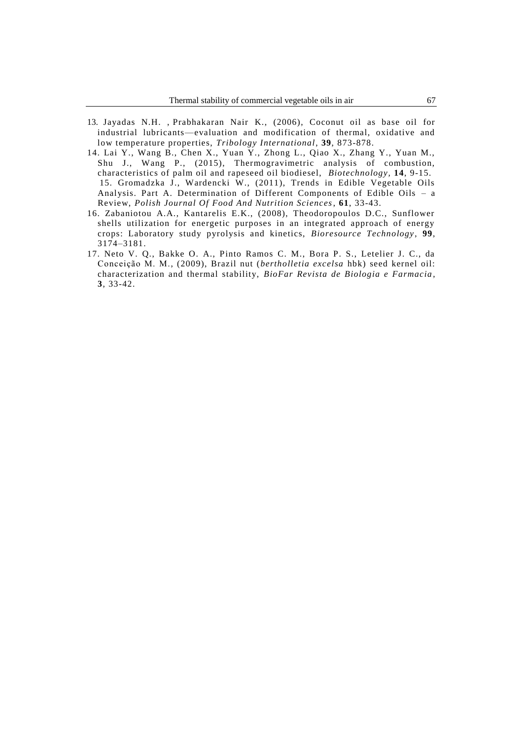13. Jayadas N.H. , Prabhakaran Nair K., (2006), Coconut oil as base oil for industrial lubricants—evaluation and modification of thermal, oxidative and low temperature properties, *Tribology International*, **39**, 873-878.

14. Lai Y., Wang B., Chen X., Yuan Y., Zhong L., Qiao X., Zhang Y., Yuan M., Shu J., Wang P., (2015), Thermogravimetric analysis of combustion, characteristics of palm oil and rapeseed oil biodiesel, *Biotechnology*, **14**, 9-15.

15. Gromadzka J., Wardencki W., (2011), Trends in Edible Vegetable Oils Analysis. Part A. Determination of Different Components of Edible Oils – a Review, *Polish Journal Of Food And Nutrition Sciences*, **61**, 33-43.

16. Zabaniotou A.A., Kantarelis E.K., (2008), Theodoropoulos D.C., Sunflower shells utilization for energetic purposes in an integrated approach of energy crops: Laboratory study pyrolysis and kinetics, *Bioresource Technology*, **99**, 3174–3181.

17. Neto V. Q., Bakke O. A., Pinto Ramos C. M., Bora P. S., Letelier J. C., da Conceição M. M., (2009), Brazil nut (*bertholletia excelsa* hbk) seed kernel oil: characterization and thermal stability, *BioFar Revista de Biologia e Farmacia*, **3**, 33-42.